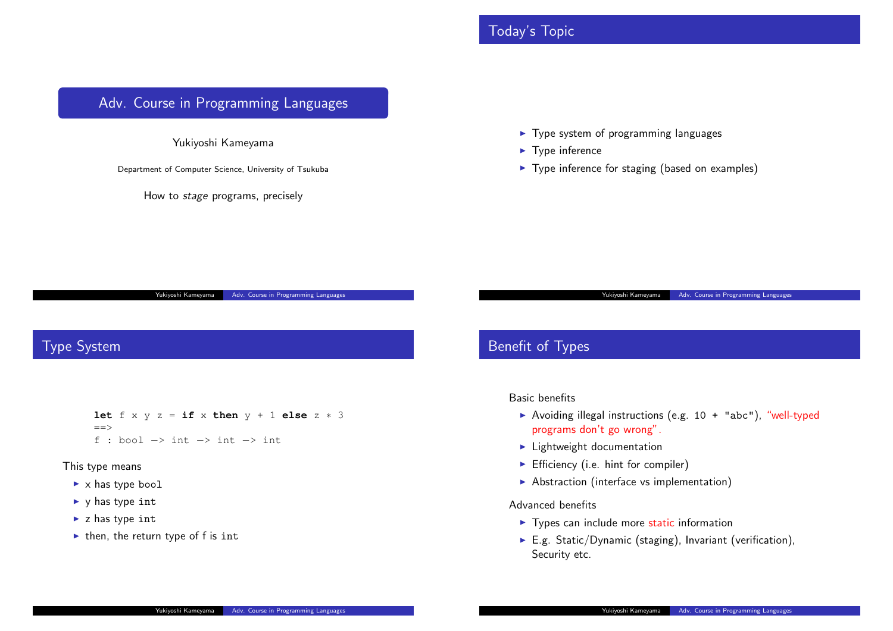# Adv. Course in Programming Languages

Yukiyoshi Kameyama

Department of Computer Science, University of Tsukuba

How to *stage* programs, precisely

## Today's Topic

- Type system of programming languages
- Type inference
- Type inference for staging (based on examples)

## Type System

```
let f x y z = if x then y + 1 else z * 3
==>
f : bool -> int -> int -> int
```

This type means

- x has type `bool`
- y has type `int`
- z has type `int`
- then, the return type of f is `int`

## Benefit of Types

Basic benefits

- Avoiding illegal instructions (e.g. `10 + "abc"`), "well-typed programs don't go wrong".
- Lightweight documentation
- Efficiency (i.e. hint for compiler)
- Abstraction (interface vs implementation)

Advanced benefits

- Types can include more static information
- E.g. Static/Dynamic (staging), Invariant (verification), Security etc.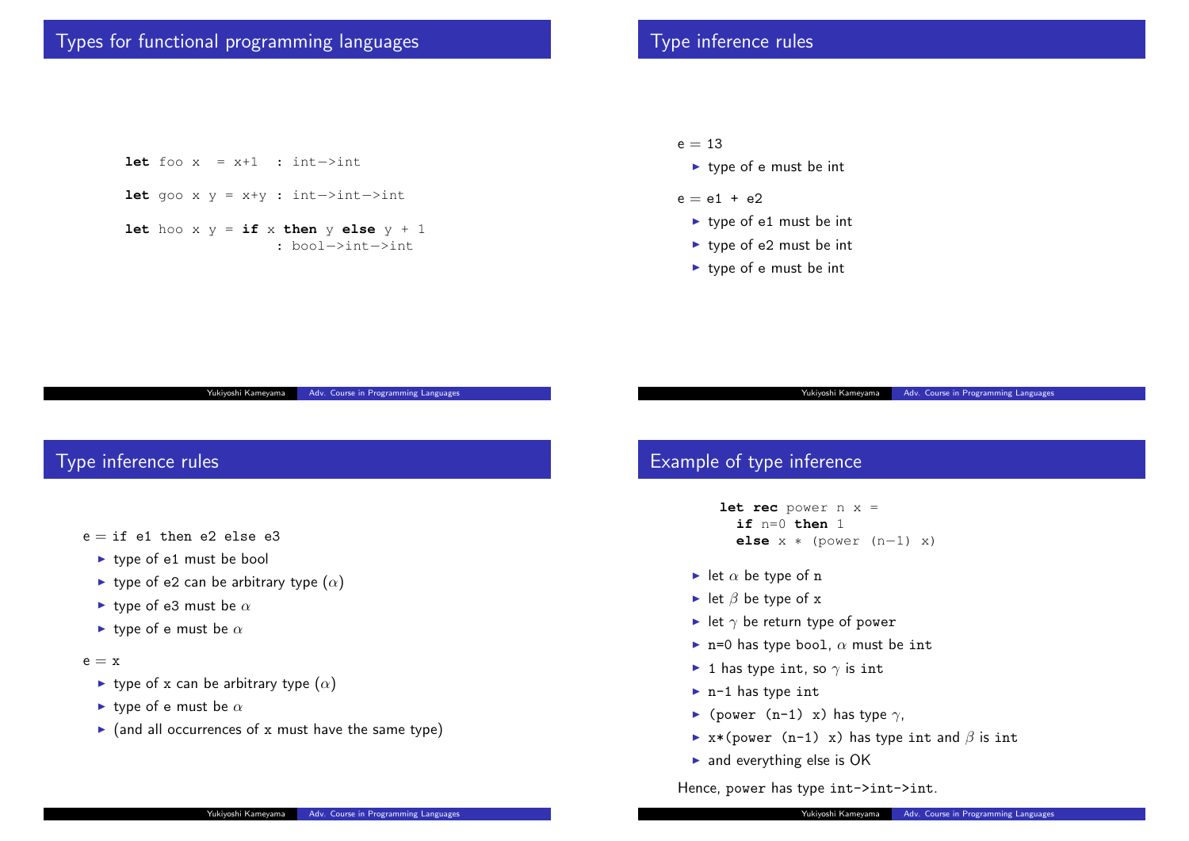## Types for functional programming languages

```
let foo x  = x+1  : int->int

let goo x y = x+y : int->int->int

let hoo x y = if x then y else y + 1
                  : bool->int->int
```

## Type inference rules

e = 13

- type of e must be int

e = e1 + e2

- type of e1 must be int
- type of e2 must be int
- type of e must be int

## Type inference rules

e = if e1 then e2 else e3

- type of e1 must be bool
- type of e2 can be arbitrary type ($\alpha$)
- type of e3 must be $\alpha$
- type of e must be $\alpha$

e = x

- type of x can be arbitrary type ($\alpha$)
- type of e must be $\alpha$
- (and all occurrences of x must have the same type)

## Example of type inference

```
let rec power n x =
  if n=0 then 1
  else x * (power (n-1) x)
```

- let $\alpha$ be type of n
- let $\beta$ be type of x
- let $\gamma$ be return type of power
- n=0 has type bool, $\alpha$ must be int
- 1 has type int, so $\gamma$ is int
- n-1 has type int
- (power (n-1) x) has type $\gamma$,
- x*(power (n-1) x) has type int and $\beta$ is int
- and everything else is OK

Hence, power has type int->int->int.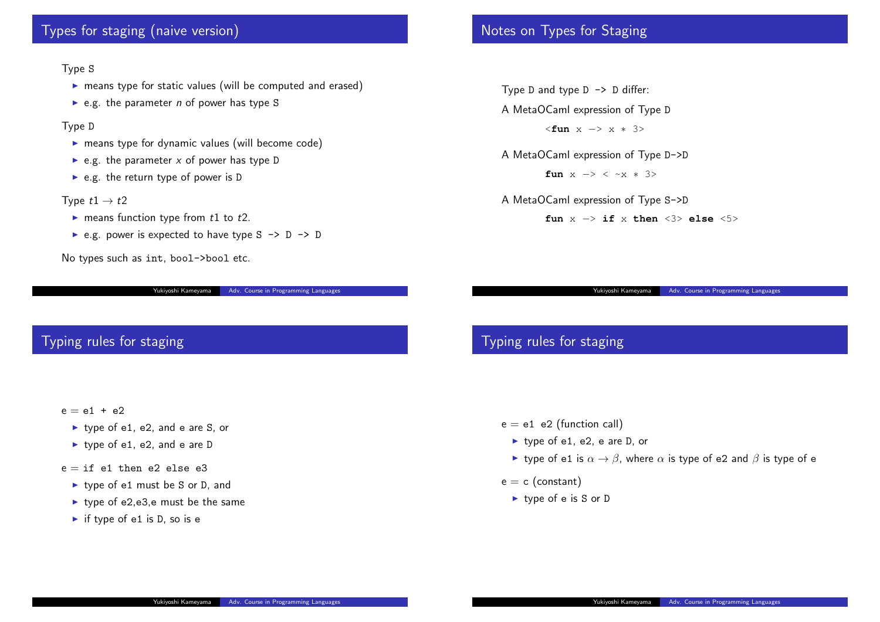## Types for staging (naive version)

Type S

- means type for static values (will be computed and erased)
- e.g. the parameter *n* of power has type S

Type D

- means type for dynamic values (will become code)
- e.g. the parameter *x* of power has type D
- e.g. the return type of power is D

Type $t1 \rightarrow t2$

- means function type from $t1$ to $t2$.
- e.g. power is expected to have type `S -> D -> D`

No types such as `int`, `bool->bool` etc.

## Notes on Types for Staging

Type D and type `D -> D` differ:

A MetaOCaml expression of Type D

```
<fun x -> x * 3>
```

A MetaOCaml expression of Type `D->D`

```
fun x -> < ~x * 3>
```

A MetaOCaml expression of Type `S->D`

```
fun x -> if x then <3> else <5>
```

## Typing rules for staging

e = `e1 + e2`

- type of e1, e2, and e are S, or
- type of e1, e2, and e are D

e = `if e1 then e2 else e3`

- type of e1 must be S or D, and
- type of e2,e3,e must be the same
- if type of e1 is D, so is e

## Typing rules for staging

e = `e1 e2` (function call)

- type of e1, e2, e are D, or
- type of e1 is $\alpha \rightarrow \beta$, where $\alpha$ is type of e2 and $\beta$ is type of e

e = c (constant)

- type of e is S or D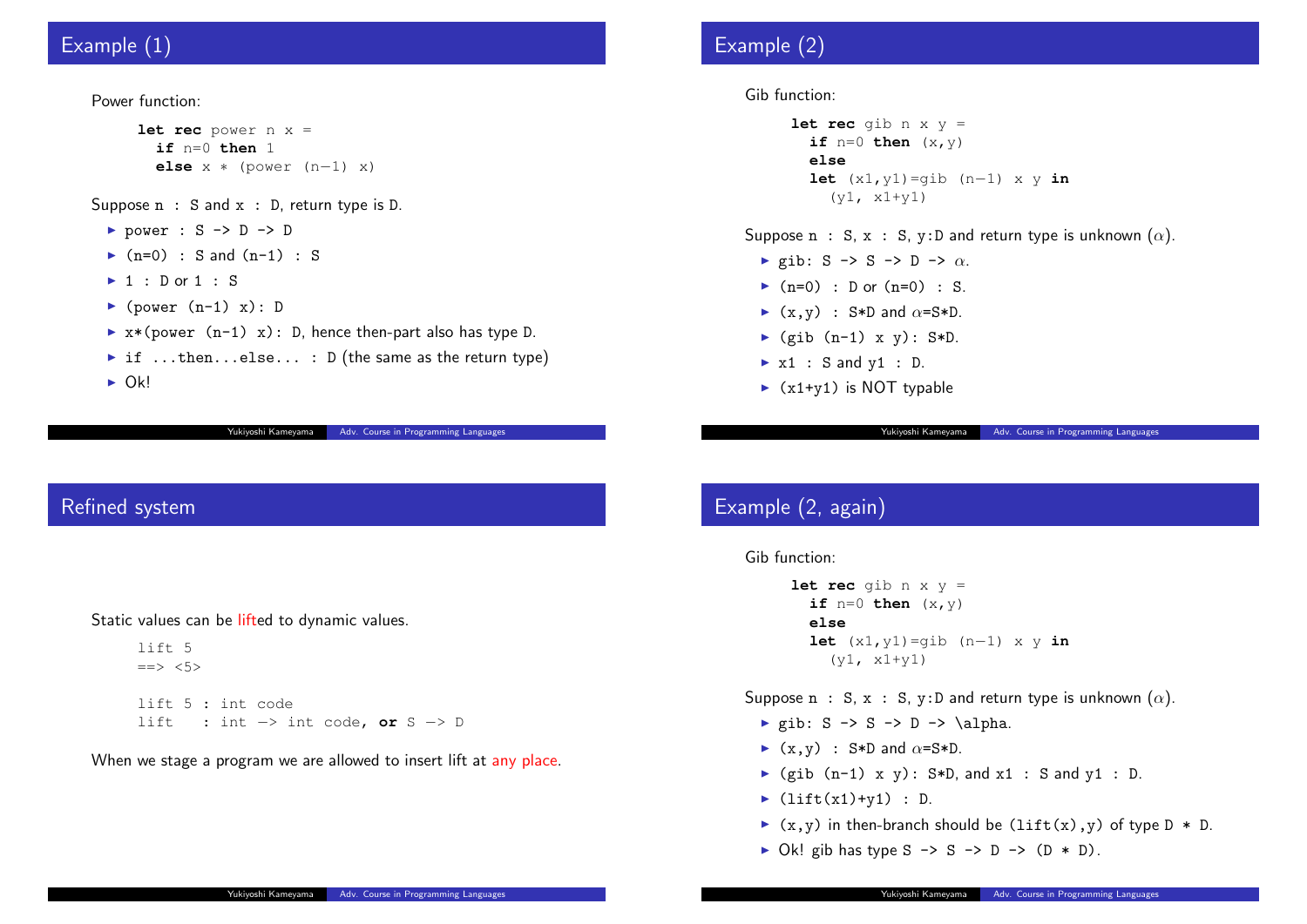## Example (1)

Power function:

```
let rec power n x =
  if n=0 then 1
  else x * (power (n-1) x)
```

Suppose `n : S` and `x : D`, return type is `D`.

- `power : S -> D -> D`
- `(n=0) : S` and `(n-1) : S`
- `1 : D` or `1 : S`
- `(power (n-1) x): D`
- `x*(power (n-1) x): D`, hence then-part also has type `D`.
- `if ...then...else... : D` (the same as the return type)
- Ok!

## Example (2)

Gib function:

```
let rec gib n x y =
  if n=0 then (x,y)
  else
  let (x1,y1)=gib (n-1) x y in
    (y1, x1+y1)
```

Suppose `n : S`, `x : S`, `y:D` and return type is unknown ($\alpha$).

- `gib: S -> S -> D ->` $\alpha$.
- `(n=0) : D` or `(n=0) : S`.
- `(x,y) : S*D` and $\alpha$=`S*D`.
- `(gib (n-1) x y): S*D`.
- `x1 : S` and `y1 : D`.
- `(x1+y1)` is NOT typable

## Refined system

Static values can be lifted to dynamic values.

```
lift 5
==> <5>

lift 5 : int code
lift   : int -> int code, or S -> D
```

When we stage a program we are allowed to insert lift at any place.

## Example (2, again)

Gib function:

```
let rec gib n x y =
  if n=0 then (x,y)
  else
  let (x1,y1)=gib (n-1) x y in
    (y1, x1+y1)
```

Suppose `n : S`, `x : S`, `y:D` and return type is unknown ($\alpha$).

- `gib: S -> S -> D -> \alpha`.
- `(x,y) : S*D` and $\alpha$=`S*D`.
- `(gib (n-1) x y): S*D`, and `x1 : S` and `y1 : D`.
- `(lift(x1)+y1) : D`.
- `(x,y)` in then-branch should be `(lift(x),y)` of type `D * D`.
- Ok! gib has type `S -> S -> D -> (D * D)`.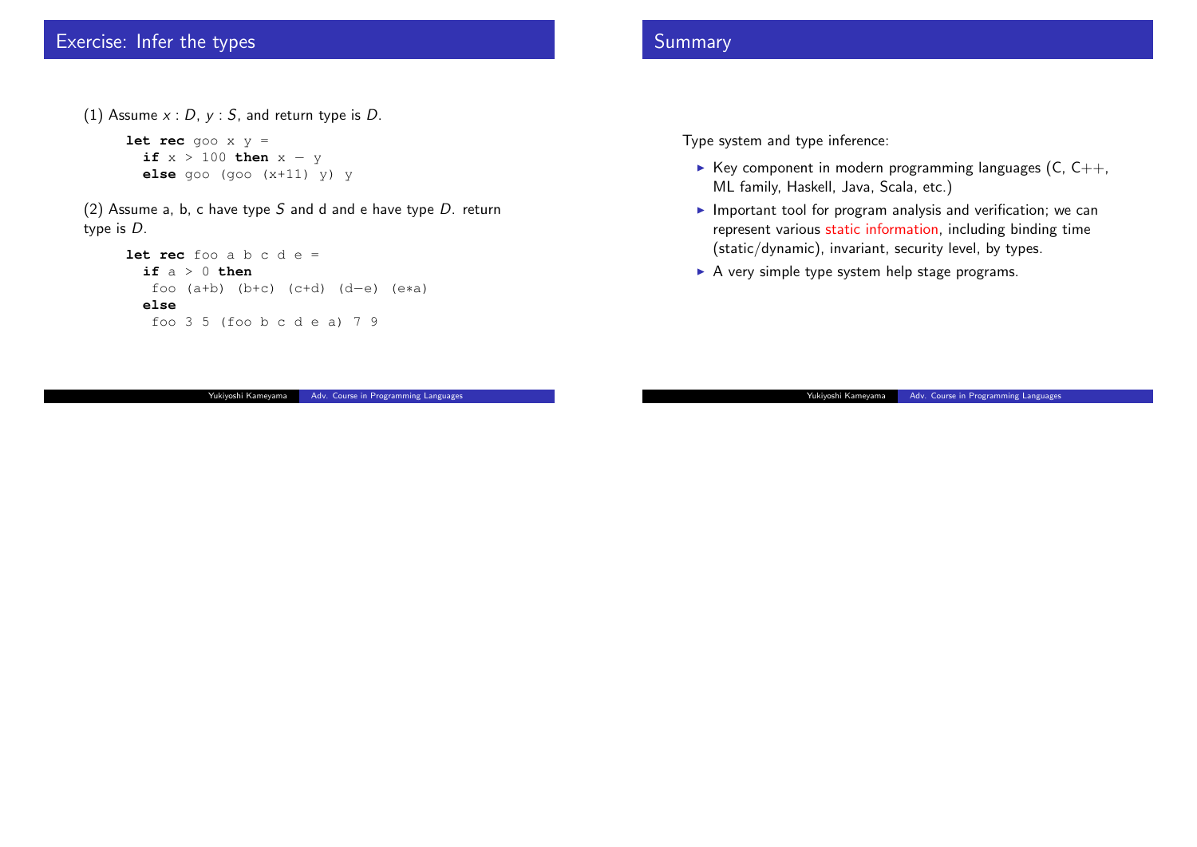## Exercise: Infer the types

(1) Assume $x : D$, $y : S$, and return type is $D$.

```
let rec goo x y =
  if x > 100 then x - y
  else goo (goo (x+11) y) y
```

(2) Assume a, b, c have type $S$ and d and e have type $D$. return type is $D$.

```
let rec foo a b c d e =
  if a > 0 then
   foo (a+b) (b+c) (c+d) (d-e) (e*a)
  else
   foo 3 5 (foo b c d e a) 7 9
```

## Summary

Type system and type inference:

- Key component in modern programming languages (C, C++, ML family, Haskell, Java, Scala, etc.)
- Important tool for program analysis and verification; we can represent various static information, including binding time (static/dynamic), invariant, security level, by types.
- A very simple type system help stage programs.